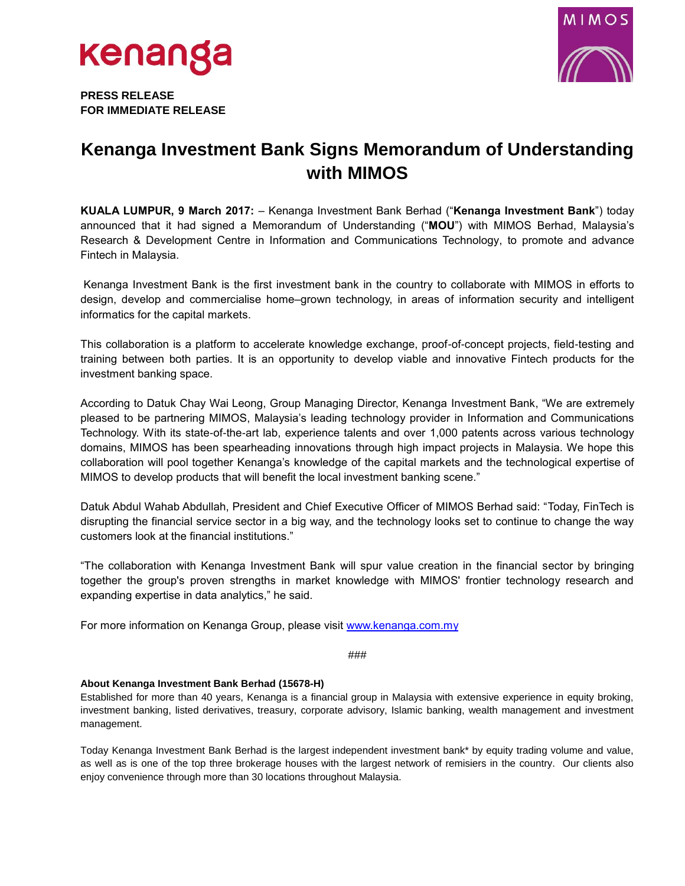**PRESS RELEASE**
**FOR IMMEDIATE RELEASE**

# Kenanga Investment Bank Signs Memorandum of Understanding with MIMOS

**KUALA LUMPUR, 9 March 2017:** – Kenanga Investment Bank Berhad ("**Kenanga Investment Bank**") today announced that it had signed a Memorandum of Understanding ("**MOU**") with MIMOS Berhad, Malaysia's Research & Development Centre in Information and Communications Technology, to promote and advance Fintech in Malaysia.

Kenanga Investment Bank is the first investment bank in the country to collaborate with MIMOS in efforts to design, develop and commercialise home–grown technology, in areas of information security and intelligent informatics for the capital markets.

This collaboration is a platform to accelerate knowledge exchange, proof-of-concept projects, field-testing and training between both parties. It is an opportunity to develop viable and innovative Fintech products for the investment banking space.

According to Datuk Chay Wai Leong, Group Managing Director, Kenanga Investment Bank, "We are extremely pleased to be partnering MIMOS, Malaysia's leading technology provider in Information and Communications Technology. With its state-of-the-art lab, experience talents and over 1,000 patents across various technology domains, MIMOS has been spearheading innovations through high impact projects in Malaysia. We hope this collaboration will pool together Kenanga's knowledge of the capital markets and the technological expertise of MIMOS to develop products that will benefit the local investment banking scene."

Datuk Abdul Wahab Abdullah, President and Chief Executive Officer of MIMOS Berhad said: "Today, FinTech is disrupting the financial service sector in a big way, and the technology looks set to continue to change the way customers look at the financial institutions."

"The collaboration with Kenanga Investment Bank will spur value creation in the financial sector by bringing together the group's proven strengths in market knowledge with MIMOS' frontier technology research and expanding expertise in data analytics," he said.

For more information on Kenanga Group, please visit www.kenanga.com.my

###

**About Kenanga Investment Bank Berhad (15678-H)**

Established for more than 40 years, Kenanga is a financial group in Malaysia with extensive experience in equity broking, investment banking, listed derivatives, treasury, corporate advisory, Islamic banking, wealth management and investment management.

Today Kenanga Investment Bank Berhad is the largest independent investment bank* by equity trading volume and value, as well as is one of the top three brokerage houses with the largest network of remisiers in the country. Our clients also enjoy convenience through more than 30 locations throughout Malaysia.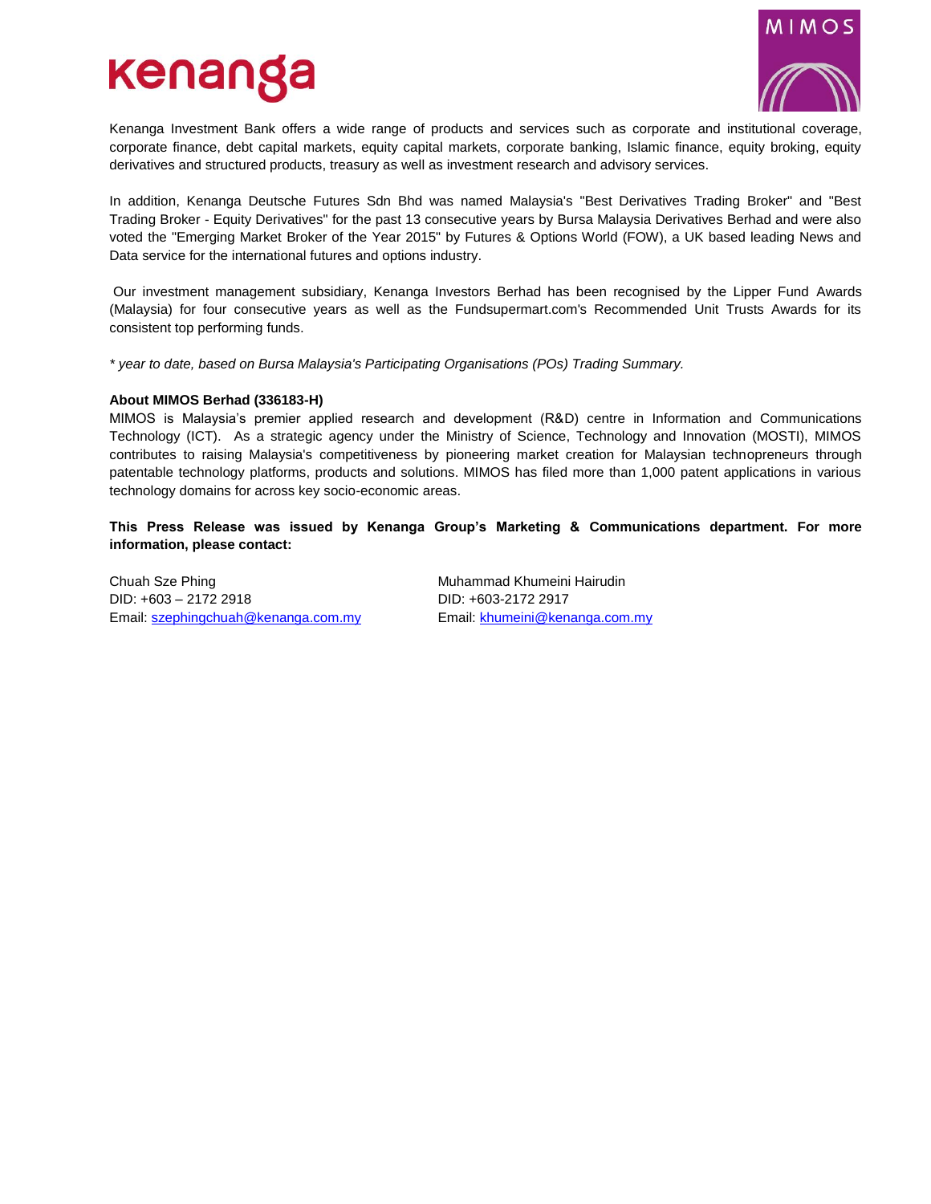Kenanga Investment Bank offers a wide range of products and services such as corporate and institutional coverage, corporate finance, debt capital markets, equity capital markets, corporate banking, Islamic finance, equity broking, equity derivatives and structured products, treasury as well as investment research and advisory services.

In addition, Kenanga Deutsche Futures Sdn Bhd was named Malaysia's "Best Derivatives Trading Broker" and "Best Trading Broker - Equity Derivatives" for the past 13 consecutive years by Bursa Malaysia Derivatives Berhad and were also voted the "Emerging Market Broker of the Year 2015" by Futures & Options World (FOW), a UK based leading News and Data service for the international futures and options industry.

Our investment management subsidiary, Kenanga Investors Berhad has been recognised by the Lipper Fund Awards (Malaysia) for four consecutive years as well as the Fundsupermart.com's Recommended Unit Trusts Awards for its consistent top performing funds.

*\* year to date, based on Bursa Malaysia's Participating Organisations (POs) Trading Summary.*

**About MIMOS Berhad (336183-H)**

MIMOS is Malaysia's premier applied research and development (R&D) centre in Information and Communications Technology (ICT). As a strategic agency under the Ministry of Science, Technology and Innovation (MOSTI), MIMOS contributes to raising Malaysia's competitiveness by pioneering market creation for Malaysian technopreneurs through patentable technology platforms, products and solutions. MIMOS has filed more than 1,000 patent applications in various technology domains for across key socio-economic areas.

**This Press Release was issued by Kenanga Group's Marketing & Communications department. For more information, please contact:**

Chuah Sze Phing
DID: +603 – 2172 2918
Email: szephingchuah@kenanga.com.my

Muhammad Khumeini Hairudin
DID: +603-2172 2917
Email: khumeini@kenanga.com.my